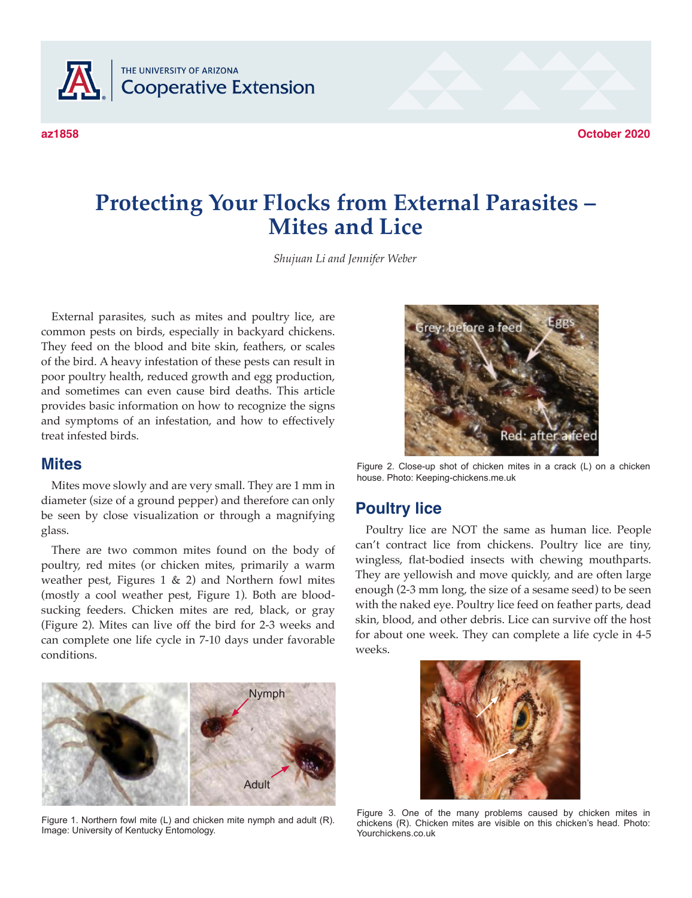THE UNIVERSITY OF ARIZONA
Cooperative Extension

az1858 | October 2020

# Protecting Your Flocks from External Parasites – Mites and Lice

*Shujuan Li and Jennifer Weber*

External parasites, such as mites and poultry lice, are common pests on birds, especially in backyard chickens. They feed on the blood and bite skin, feathers, or scales of the bird. A heavy infestation of these pests can result in poor poultry health, reduced growth and egg production, and sometimes can even cause bird deaths. This article provides basic information on how to recognize the signs and symptoms of an infestation, and how to effectively treat infested birds.

## Mites

Mites move slowly and are very small. They are 1 mm in diameter (size of a ground pepper) and therefore can only be seen by close visualization or through a magnifying glass.

There are two common mites found on the body of poultry, red mites (or chicken mites, primarily a warm weather pest, Figures 1 & 2) and Northern fowl mites (mostly a cool weather pest, Figure 1). Both are blood-sucking feeders. Chicken mites are red, black, or gray (Figure 2). Mites can live off the bird for 2-3 weeks and can complete one life cycle in 7-10 days under favorable conditions.

Figure 1. Northern fowl mite (L) and chicken mite nymph and adult (R). Image: University of Kentucky Entomology.

Figure 2. Close-up shot of chicken mites in a crack (L) on a chicken house. Photo: Keeping-chickens.me.uk

## Poultry lice

Poultry lice are NOT the same as human lice. People can't contract lice from chickens. Poultry lice are tiny, wingless, flat-bodied insects with chewing mouthparts. They are yellowish and move quickly, and are often large enough (2-3 mm long, the size of a sesame seed) to be seen with the naked eye. Poultry lice feed on feather parts, dead skin, blood, and other debris. Lice can survive off the host for about one week. They can complete a life cycle in 4-5 weeks.

Figure 3. One of the many problems caused by chicken mites in chickens (R). Chicken mites are visible on this chicken's head. Photo: Yourchickens.co.uk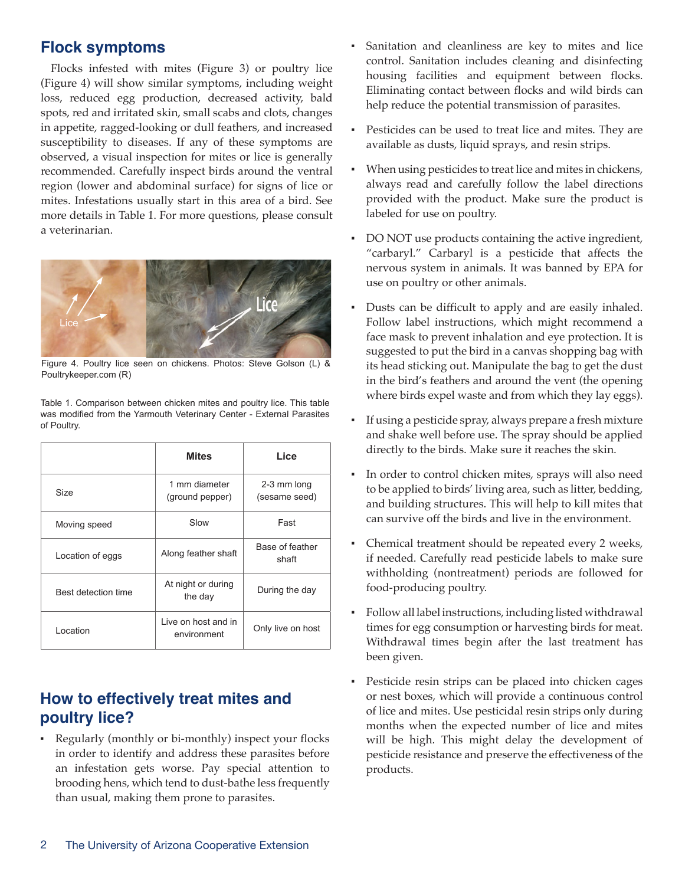## Flock symptoms

Flocks infested with mites (Figure 3) or poultry lice (Figure 4) will show similar symptoms, including weight loss, reduced egg production, decreased activity, bald spots, red and irritated skin, small scabs and clots, changes in appetite, ragged-looking or dull feathers, and increased susceptibility to diseases. If any of these symptoms are observed, a visual inspection for mites or lice is generally recommended. Carefully inspect birds around the ventral region (lower and abdominal surface) for signs of lice or mites. Infestations usually start in this area of a bird. See more details in Table 1. For more questions, please consult a veterinarian.

Figure 4. Poultry lice seen on chickens. Photos: Steve Golson (L) & Poultrykeeper.com (R)

Table 1. Comparison between chicken mites and poultry lice. This table was modified from the Yarmouth Veterinary Center - External Parasites of Poultry.

| | Mites | Lice |
|---|---|---|
| Size | 1 mm diameter (ground pepper) | 2-3 mm long (sesame seed) |
| Moving speed | Slow | Fast |
| Location of eggs | Along feather shaft | Base of feather shaft |
| Best detection time | At night or during the day | During the day |
| Location | Live on host and in environment | Only live on host |

## How to effectively treat mites and poultry lice?

- Regularly (monthly or bi-monthly) inspect your flocks in order to identify and address these parasites before an infestation gets worse. Pay special attention to brooding hens, which tend to dust-bathe less frequently than usual, making them prone to parasites.
- Sanitation and cleanliness are key to mites and lice control. Sanitation includes cleaning and disinfecting housing facilities and equipment between flocks. Eliminating contact between flocks and wild birds can help reduce the potential transmission of parasites.
- Pesticides can be used to treat lice and mites. They are available as dusts, liquid sprays, and resin strips.
- When using pesticides to treat lice and mites in chickens, always read and carefully follow the label directions provided with the product. Make sure the product is labeled for use on poultry.
- DO NOT use products containing the active ingredient, "carbaryl." Carbaryl is a pesticide that affects the nervous system in animals. It was banned by EPA for use on poultry or other animals.
- Dusts can be difficult to apply and are easily inhaled. Follow label instructions, which might recommend a face mask to prevent inhalation and eye protection. It is suggested to put the bird in a canvas shopping bag with its head sticking out. Manipulate the bag to get the dust in the bird's feathers and around the vent (the opening where birds expel waste and from which they lay eggs).
- If using a pesticide spray, always prepare a fresh mixture and shake well before use. The spray should be applied directly to the birds. Make sure it reaches the skin.
- In order to control chicken mites, sprays will also need to be applied to birds' living area, such as litter, bedding, and building structures. This will help to kill mites that can survive off the birds and live in the environment.
- Chemical treatment should be repeated every 2 weeks, if needed. Carefully read pesticide labels to make sure withholding (nontreatment) periods are followed for food-producing poultry.
- Follow all label instructions, including listed withdrawal times for egg consumption or harvesting birds for meat. Withdrawal times begin after the last treatment has been given.
- Pesticide resin strips can be placed into chicken cages or nest boxes, which will provide a continuous control of lice and mites. Use pesticidal resin strips only during months when the expected number of lice and mites will be high. This might delay the development of pesticide resistance and preserve the effectiveness of the products.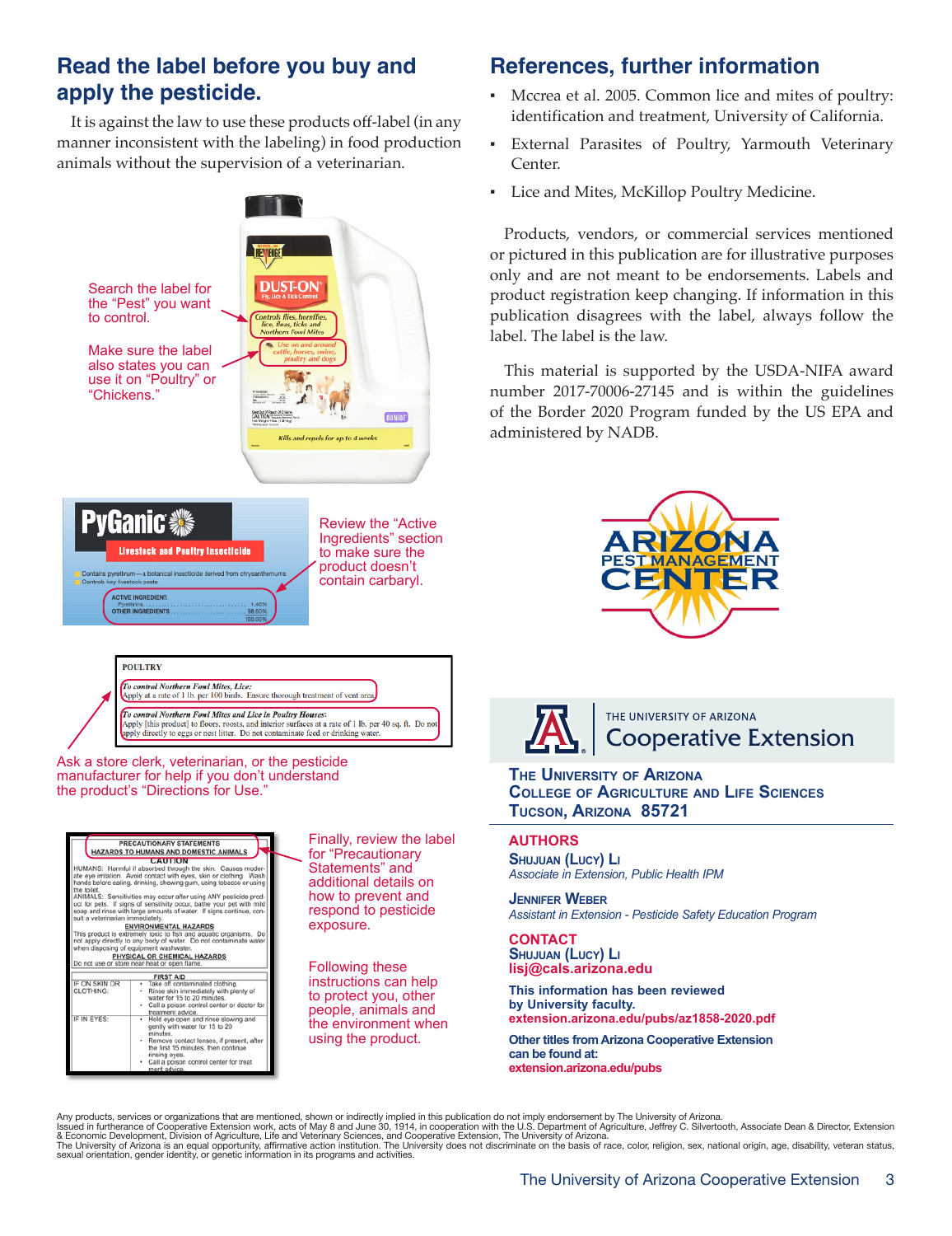## Read the label before you buy and apply the pesticide.

It is against the law to use these products off-label (in any manner inconsistent with the labeling) in food production animals without the supervision of a veterinarian.

Search the label for the "Pest" you want to control.

Make sure the label also states you can use it on "Poultry" or "Chickens."

Review the "Active Ingredients" section to make sure the product doesn't contain carbaryl.

Ask a store clerk, veterinarian, or the pesticide manufacturer for help if you don't understand the product's "Directions for Use."

Finally, review the label for "Precautionary Statements" and additional details on how to prevent and respond to pesticide exposure.

Following these instructions can help to protect you, other people, animals and the environment when using the product.

## References, further information

- Mccrea et al. 2005. Common lice and mites of poultry: identification and treatment, University of California.
- External Parasites of Poultry, Yarmouth Veterinary Center.
- Lice and Mites, McKillop Poultry Medicine.

Products, vendors, or commercial services mentioned or pictured in this publication are for illustrative purposes only and are not meant to be endorsements. Labels and product registration keep changing. If information in this publication disagrees with the label, always follow the label. The label is the law.

This material is supported by the USDA-NIFA award number 2017-70006-27145 and is within the guidelines of the Border 2020 Program funded by the US EPA and administered by NADB.

The University of Arizona
Cooperative Extension

**The University of Arizona**
**College of Agriculture and Life Sciences**
**Tucson, Arizona 85721**

**AUTHORS**

**Shujuan (Lucy) Li**
*Associate in Extension, Public Health IPM*

**Jennifer Weber**
*Assistant in Extension - Pesticide Safety Education Program*

**CONTACT**

**Shujuan (Lucy) Li**
**lisj@cals.arizona.edu**

**This information has been reviewed by University faculty.**
**extension.arizona.edu/pubs/az1858-2020.pdf**

**Other titles from Arizona Cooperative Extension can be found at:**
**extension.arizona.edu/pubs**

Any products, services or organizations that are mentioned, shown or indirectly implied in this publication do not imply endorsement by The University of Arizona.
Issued in furtherance of Cooperative Extension work, acts of May 8 and June 30, 1914, in cooperation with the U.S. Department of Agriculture, Jeffrey C. Silvertooth, Associate Dean & Director, Extension & Economic Development, Division of Agriculture, Life and Veterinary Sciences, and Cooperative Extension, The University of Arizona.
The University of Arizona is an equal opportunity, affirmative action institution. The University does not discriminate on the basis of race, color, religion, sex, national origin, age, disability, veteran status, sexual orientation, gender identity, or genetic information in its programs and activities.